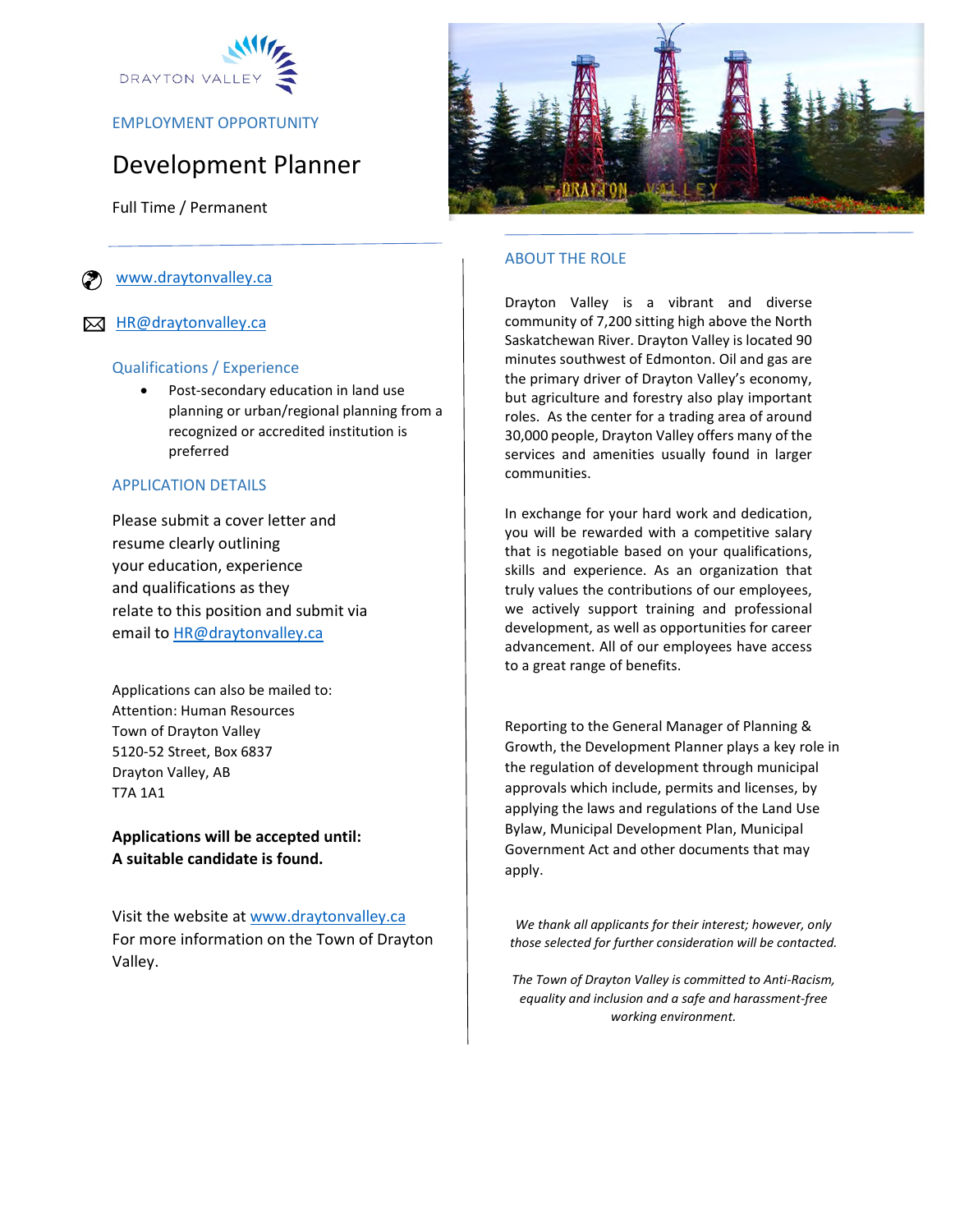DRAYTON VALLEY

EMPLOYMENT OPPORTUNITY

# Development Planner

Full Time / Permanent

www.draytonvalley.ca

HR@draytonvalley.ca

## Qualifications / Experience

- Post-secondary education in land use planning or urban/regional planning from a recognized or accredited institution is preferred

## APPLICATION DETAILS

Please submit a cover letter and resume clearly outlining your education, experience and qualifications as they relate to this position and submit via email to HR@draytonvalley.ca

Applications can also be mailed to:
Attention: Human Resources
Town of Drayton Valley
5120-52 Street, Box 6837
Drayton Valley, AB
T7A 1A1

**Applications will be accepted until:**
**A suitable candidate is found.**

Visit the website at www.draytonvalley.ca
For more information on the Town of Drayton Valley.

## ABOUT THE ROLE

Drayton Valley is a vibrant and diverse community of 7,200 sitting high above the North Saskatchewan River. Drayton Valley is located 90 minutes southwest of Edmonton. Oil and gas are the primary driver of Drayton Valley's economy, but agriculture and forestry also play important roles. As the center for a trading area of around 30,000 people, Drayton Valley offers many of the services and amenities usually found in larger communities.

In exchange for your hard work and dedication, you will be rewarded with a competitive salary that is negotiable based on your qualifications, skills and experience. As an organization that truly values the contributions of our employees, we actively support training and professional development, as well as opportunities for career advancement. All of our employees have access to a great range of benefits.

Reporting to the General Manager of Planning & Growth, the Development Planner plays a key role in the regulation of development through municipal approvals which include, permits and licenses, by applying the laws and regulations of the Land Use Bylaw, Municipal Development Plan, Municipal Government Act and other documents that may apply.

*We thank all applicants for their interest; however, only those selected for further consideration will be contacted.*

*The Town of Drayton Valley is committed to Anti-Racism, equality and inclusion and a safe and harassment-free working environment.*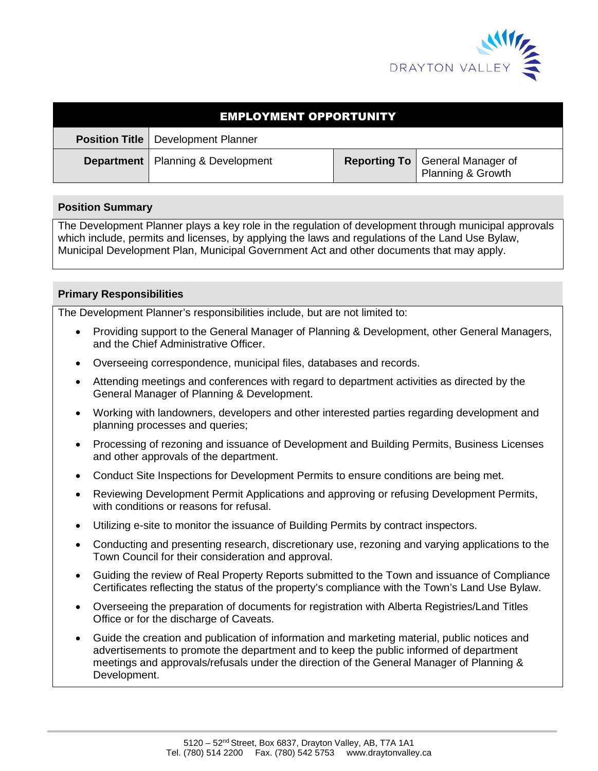| EMPLOYMENT OPPORTUNITY | | | |
|---|---|---|---|
| **Position Title** | Development Planner | | |
| **Department** | Planning & Development | **Reporting To** | General Manager of Planning & Growth |

## Position Summary

The Development Planner plays a key role in the regulation of development through municipal approvals which include, permits and licenses, by applying the laws and regulations of the Land Use Bylaw, Municipal Development Plan, Municipal Government Act and other documents that may apply.

## Primary Responsibilities

The Development Planner's responsibilities include, but are not limited to:

- Providing support to the General Manager of Planning & Development, other General Managers, and the Chief Administrative Officer.
- Overseeing correspondence, municipal files, databases and records.
- Attending meetings and conferences with regard to department activities as directed by the General Manager of Planning & Development.
- Working with landowners, developers and other interested parties regarding development and planning processes and queries;
- Processing of rezoning and issuance of Development and Building Permits, Business Licenses and other approvals of the department.
- Conduct Site Inspections for Development Permits to ensure conditions are being met.
- Reviewing Development Permit Applications and approving or refusing Development Permits, with conditions or reasons for refusal.
- Utilizing e-site to monitor the issuance of Building Permits by contract inspectors.
- Conducting and presenting research, discretionary use, rezoning and varying applications to the Town Council for their consideration and approval.
- Guiding the review of Real Property Reports submitted to the Town and issuance of Compliance Certificates reflecting the status of the property's compliance with the Town's Land Use Bylaw.
- Overseeing the preparation of documents for registration with Alberta Registries/Land Titles Office or for the discharge of Caveats.
- Guide the creation and publication of information and marketing material, public notices and advertisements to promote the department and to keep the public informed of department meetings and approvals/refusals under the direction of the General Manager of Planning & Development.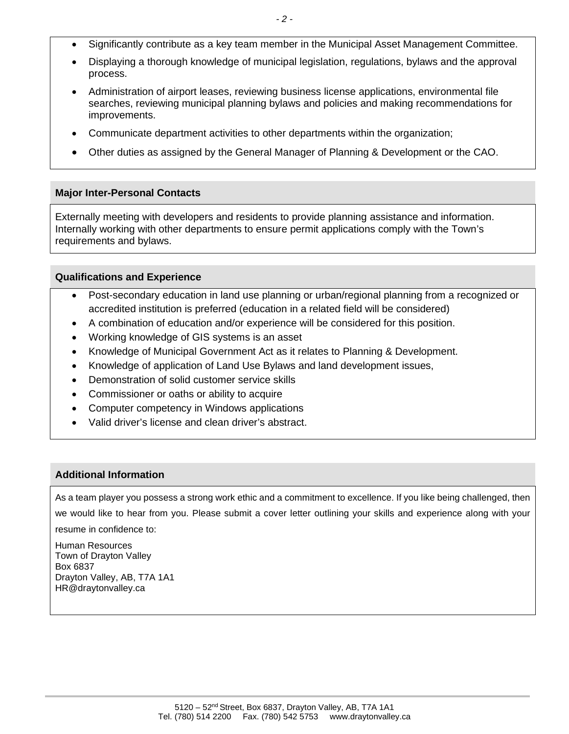- Significantly contribute as a key team member in the Municipal Asset Management Committee.
- Displaying a thorough knowledge of municipal legislation, regulations, bylaws and the approval process.
- Administration of airport leases, reviewing business license applications, environmental file searches, reviewing municipal planning bylaws and policies and making recommendations for improvements.
- Communicate department activities to other departments within the organization;
- Other duties as assigned by the General Manager of Planning & Development or the CAO.

## Major Inter-Personal Contacts

Externally meeting with developers and residents to provide planning assistance and information. Internally working with other departments to ensure permit applications comply with the Town's requirements and bylaws.

## Qualifications and Experience

- Post-secondary education in land use planning or urban/regional planning from a recognized or accredited institution is preferred (education in a related field will be considered)
- A combination of education and/or experience will be considered for this position.
- Working knowledge of GIS systems is an asset
- Knowledge of Municipal Government Act as it relates to Planning & Development.
- Knowledge of application of Land Use Bylaws and land development issues,
- Demonstration of solid customer service skills
- Commissioner or oaths or ability to acquire
- Computer competency in Windows applications
- Valid driver's license and clean driver's abstract.

## Additional Information

As a team player you possess a strong work ethic and a commitment to excellence. If you like being challenged, then we would like to hear from you. Please submit a cover letter outlining your skills and experience along with your resume in confidence to:

Human Resources
Town of Drayton Valley
Box 6837
Drayton Valley, AB, T7A 1A1
HR@draytonvalley.ca